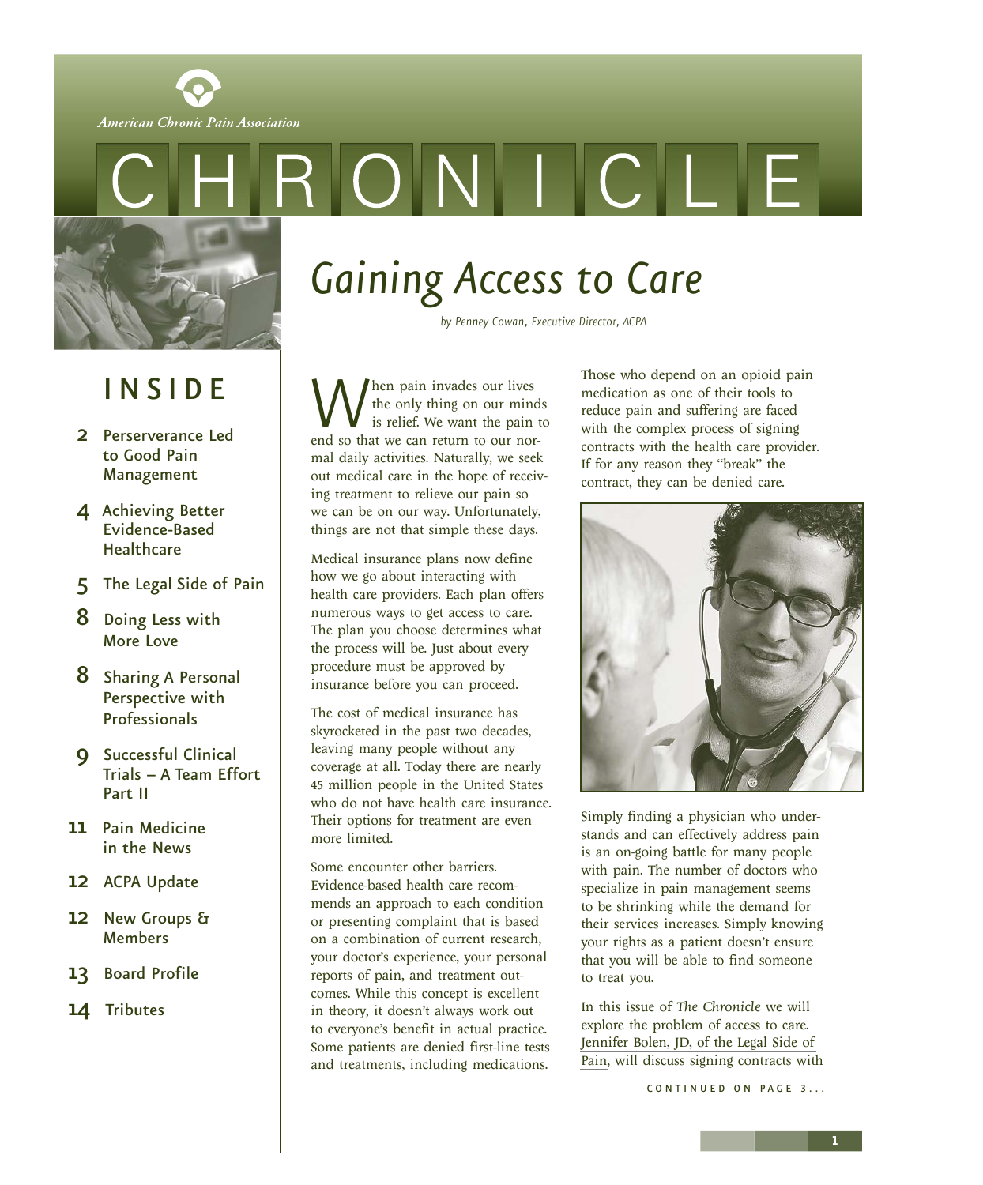American Chronic Pain Association

# CHRONICLE

## INSIDE

- **2** Perserverance Led to Good Pain Management
- **4** Achieving Better Evidence-Based Healthcare
- **5** The Legal Side of Pain
- **8** Doing Less with More Love
- **8** Sharing A Personal Perspective with Professionals
- **9** Successful Clinical Trials – A Team Effort Part II
- **11** Pain Medicine in the News
- **12** ACPA Update
- **12** New Groups & Members
- **13** Board Profile
- **14** Tributes

# *Gaining Access to Care*

*by Penney Cowan, Executive Director, ACPA*

When pain invades our lives the only thing on our minds is relief. We want the pain to end so that we can return to our normal daily activities. Naturally, we seek out medical care in the hope of receiving treatment to relieve our pain so we can be on our way. Unfortunately, things are not that simple these days.

Medical insurance plans now define how we go about interacting with health care providers. Each plan offers numerous ways to get access to care. The plan you choose determines what the process will be. Just about every procedure must be approved by insurance before you can proceed.

The cost of medical insurance has skyrocketed in the past two decades, leaving many people without any coverage at all. Today there are nearly 45 million people in the United States who do not have health care insurance. Their options for treatment are even more limited.

Some encounter other barriers. Evidence-based health care recommends an approach to each condition or presenting complaint that is based on a combination of current research, your doctor's experience, your personal reports of pain, and treatment outcomes. While this concept is excellent in theory, it doesn't always work out to everyone's benefit in actual practice. Some patients are denied first-line tests and treatments, including medications.

Those who depend on an opioid pain medication as one of their tools to reduce pain and suffering are faced with the complex process of signing contracts with the health care provider. If for any reason they "break" the contract, they can be denied care.

Simply finding a physician who understands and can effectively address pain is an on-going battle for many people with pain. The number of doctors who specialize in pain management seems to be shrinking while the demand for their services increases. Simply knowing your rights as a patient doesn't ensure that you will be able to find someone to treat you.

In this issue of *The Chronicle* we will explore the problem of access to care. Jennifer Bolen, JD, of the Legal Side of Pain, will discuss signing contracts with

CONTINUED ON PAGE 3...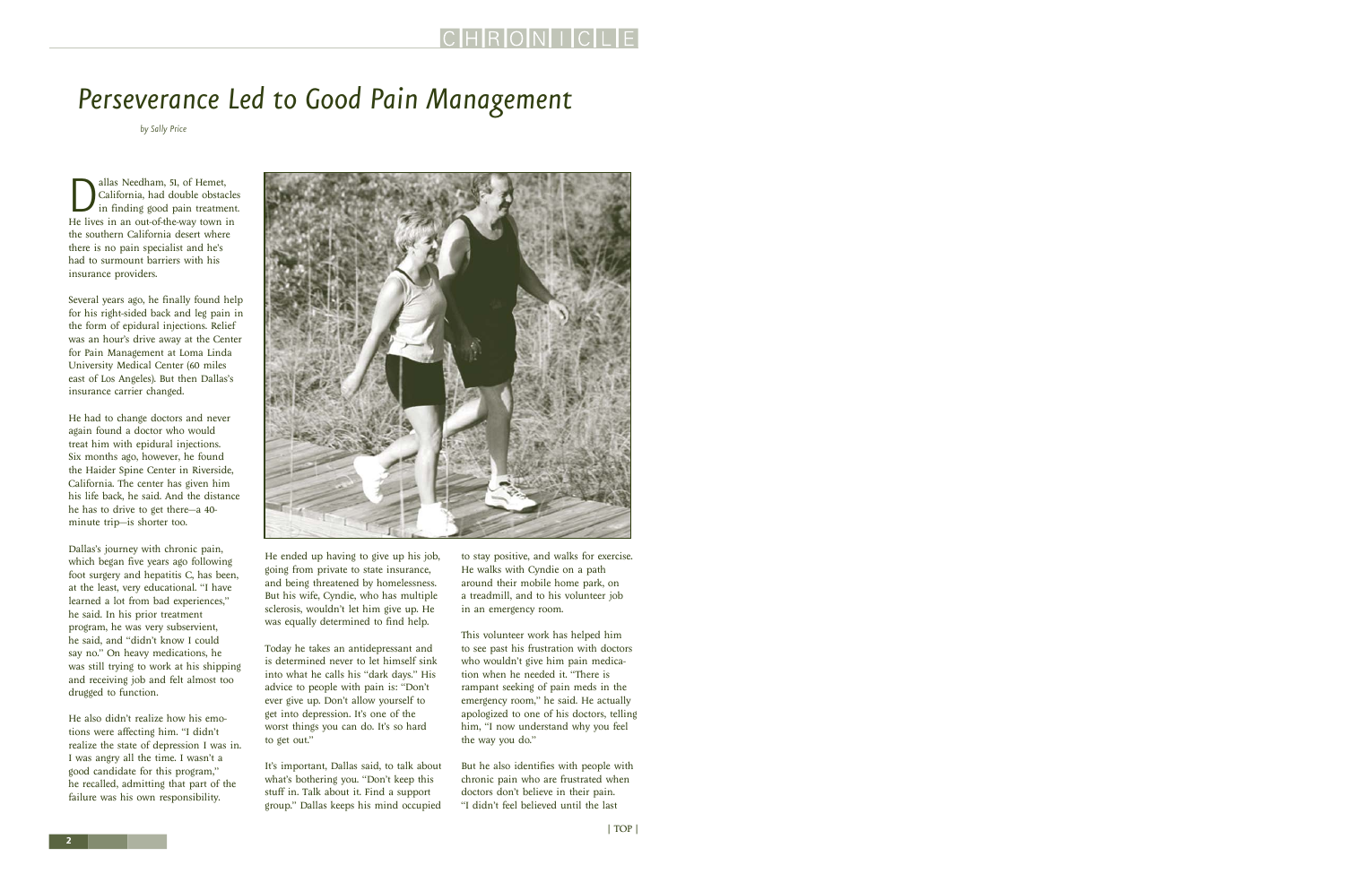# *Perseverance Led to Good Pain Management*

*by Sally Price*

Dallas Needham, 51, of Hemet, California, had double obstacles in finding good pain treatment. He lives in an out-of-the-way town in the southern California desert where there is no pain specialist and he's had to surmount barriers with his insurance providers.

Several years ago, he finally found help for his right-sided back and leg pain in the form of epidural injections. Relief was an hour's drive away at the Center for Pain Management at Loma Linda University Medical Center (60 miles east of Los Angeles). But then Dallas's insurance carrier changed.

He had to change doctors and never again found a doctor who would treat him with epidural injections. Six months ago, however, he found the Haider Spine Center in Riverside, California. The center has given him his life back, he said. And the distance he has to drive to get there—a 40-minute trip—is shorter too.

Dallas's journey with chronic pain, which began five years ago following foot surgery and hepatitis C, has been, at the least, very educational. "I have learned a lot from bad experiences," he said. In his prior treatment program, he was very subservient, he said, and "didn't know I could say no." On heavy medications, he was still trying to work at his shipping and receiving job and felt almost too drugged to function.

He also didn't realize how his emotions were affecting him. "I didn't realize the state of depression I was in. I was angry all the time. I wasn't a good candidate for this program," he recalled, admitting that part of the failure was his own responsibility.

He ended up having to give up his job, going from private to state insurance, and being threatened by homelessness. But his wife, Cyndie, who has multiple sclerosis, wouldn't let him give up. He was equally determined to find help.

Today he takes an antidepressant and is determined never to let himself sink into what he calls his "dark days." His advice to people with pain is: "Don't ever give up. Don't allow yourself to get into depression. It's one of the worst things you can do. It's so hard to get out."

It's important, Dallas said, to talk about what's bothering you. "Don't keep this stuff in. Talk about it. Find a support group." Dallas keeps his mind occupied to stay positive, and walks for exercise. He walks with Cyndie on a path around their mobile home park, on a treadmill, and to his volunteer job in an emergency room.

This volunteer work has helped him to see past his frustration with doctors who wouldn't give him pain medication when he needed it. "There is rampant seeking of pain meds in the emergency room," he said. He actually apologized to one of his doctors, telling him, "I now understand why you feel the way you do."

But he also identifies with people with chronic pain who are frustrated when doctors don't believe in their pain. "I didn't feel believed until the last

| TOP |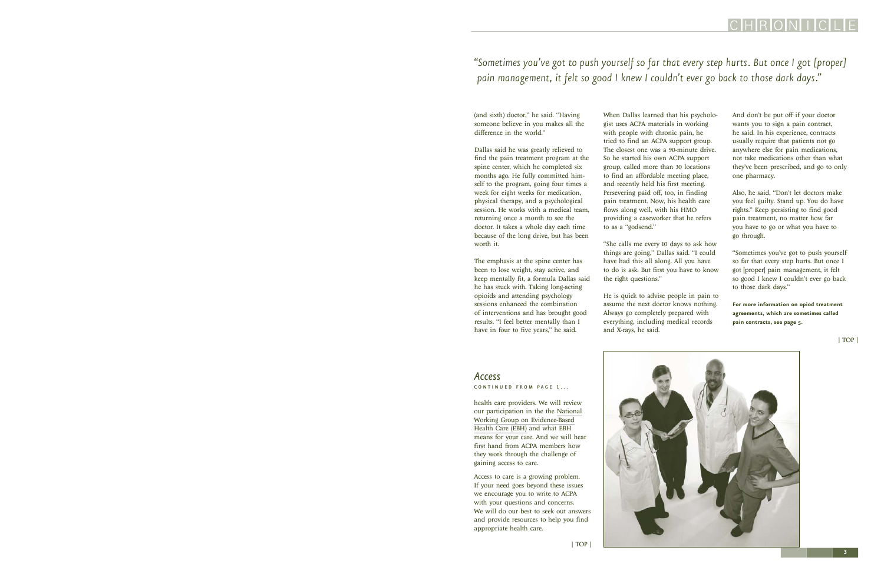*"Sometimes you've got to push yourself so far that every step hurts. But once I got [proper] pain management, it felt so good I knew I couldn't ever go back to those dark days."*

(and sixth) doctor," he said. "Having someone believe in you makes all the difference in the world."

Dallas said he was greatly relieved to find the pain treatment program at the spine center, which he completed six months ago. He fully committed himself to the program, going four times a week for eight weeks for medication, physical therapy, and a psychological session. He works with a medical team, returning once a month to see the doctor. It takes a whole day each time because of the long drive, but has been worth it.

The emphasis at the spine center has been to lose weight, stay active, and keep mentally fit, a formula Dallas said he has stuck with. Taking long-acting opioids and attending psychology sessions enhanced the combination of interventions and has brought good results. "I feel better mentally than I have in four to five years," he said.

When Dallas learned that his psychologist uses ACPA materials in working with people with chronic pain, he tried to find an ACPA support group. The closest one was a 90-minute drive. So he started his own ACPA support group, called more than 30 locations to find an affordable meeting place, and recently held his first meeting. Persevering paid off, too, in finding pain treatment. Now, his health care flows along well, with his HMO providing a caseworker that he refers to as a "godsend."

"She calls me every 10 days to ask how things are going," Dallas said. "I could have had this all along. All you have to do is ask. But first you have to know the right questions."

He is quick to advise people in pain to assume the next doctor knows nothing. Always go completely prepared with everything, including medical records and X-rays, he said.

And don't be put off if your doctor wants you to sign a pain contract, he said. In his experience, contracts usually require that patients not go anywhere else for pain medications, not take medications other than what they've been prescribed, and go to only one pharmacy.

Also, he said, "Don't let doctors make you feel guilty. Stand up. You do have rights." Keep persisting to find good pain treatment, no matter how far you have to go or what you have to go through.

"Sometimes you've got to push yourself so far that every step hurts. But once I got [proper] pain management, it felt so good I knew I couldn't ever go back to those dark days."

**For more information on opiod treatment agreements, which are sometimes called pain contracts, see page 5.**

| TOP |

## *Access*

CONTINUED FROM PAGE 1...

health care providers. We will review our participation in the the National Working Group on Evidence-Based Health Care (EBH) and what EBH means for your care. And we will hear first hand from ACPA members how they work through the challenge of gaining access to care.

Access to care is a growing problem. If your need goes beyond these issues we encourage you to write to ACPA with your questions and concerns. We will do our best to seek out answers and provide resources to help you find appropriate health care.

| TOP |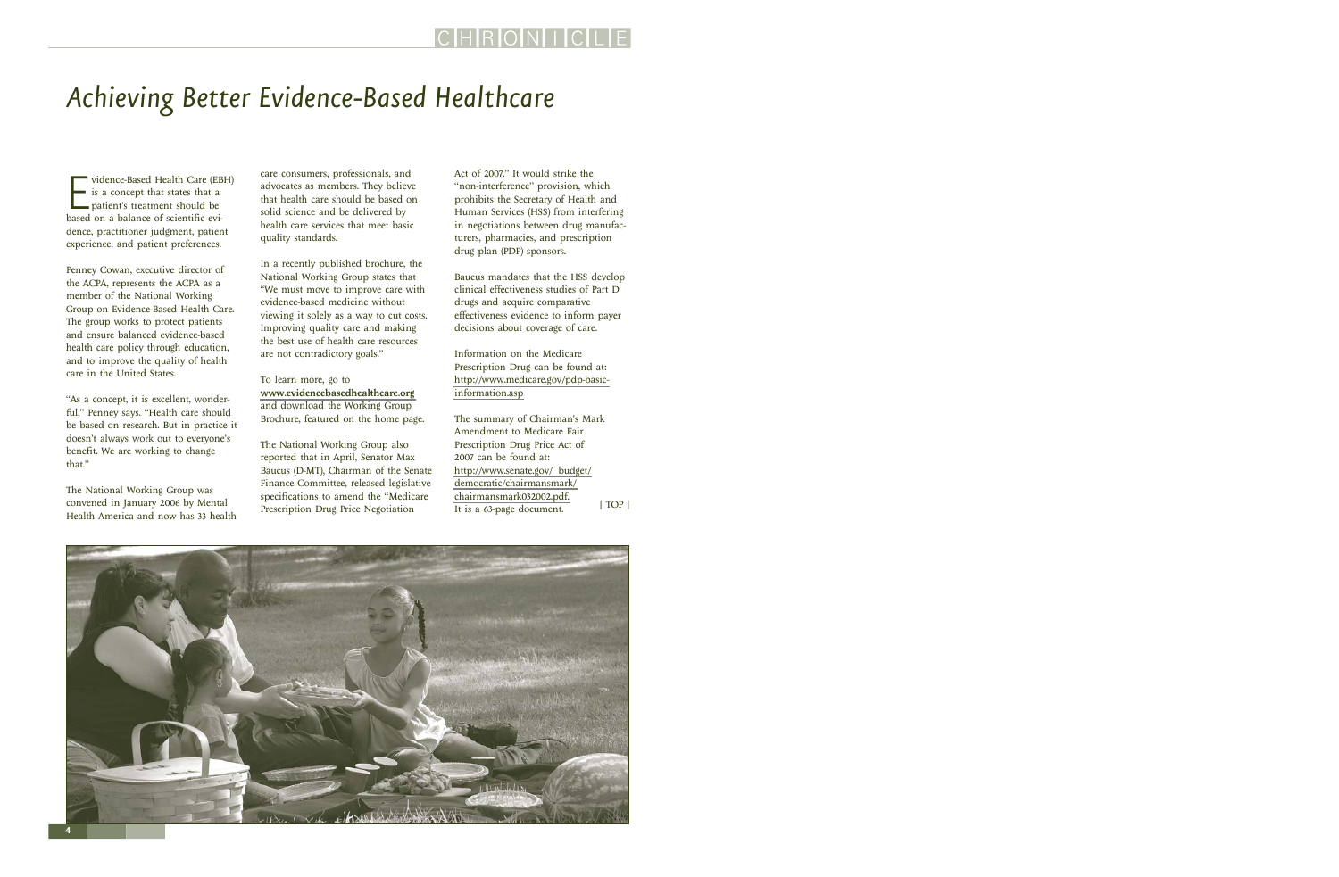# Achieving Better Evidence-Based Healthcare

Evidence-Based Health Care (EBH) is a concept that states that a patient's treatment should be based on a balance of scientific evidence, practitioner judgment, patient experience, and patient preferences.

Penney Cowan, executive director of the ACPA, represents the ACPA as a member of the National Working Group on Evidence-Based Health Care. The group works to protect patients and ensure balanced evidence-based health care policy through education, and to improve the quality of health care in the United States.

"As a concept, it is excellent, wonderful," Penney says. "Health care should be based on research. But in practice it doesn't always work out to everyone's benefit. We are working to change that."

The National Working Group was convened in January 2006 by Mental Health America and now has 33 health care consumers, professionals, and advocates as members. They believe that health care should be based on solid science and be delivered by health care services that meet basic quality standards.

In a recently published brochure, the National Working Group states that "We must move to improve care with evidence-based medicine without viewing it solely as a way to cut costs. Improving quality care and making the best use of health care resources are not contradictory goals."

To learn more, go to **www.evidencebasedhealthcare.org** and download the Working Group Brochure, featured on the home page.

The National Working Group also reported that in April, Senator Max Baucus (D-MT), Chairman of the Senate Finance Committee, released legislative specifications to amend the "Medicare Prescription Drug Price Negotiation Act of 2007." It would strike the "non-interference" provision, which prohibits the Secretary of Health and Human Services (HSS) from interfering in negotiations between drug manufacturers, pharmacies, and prescription drug plan (PDP) sponsors.

Baucus mandates that the HSS develop clinical effectiveness studies of Part D drugs and acquire comparative effectiveness evidence to inform payer decisions about coverage of care.

Information on the Medicare Prescription Drug can be found at: http://www.medicare.gov/pdp-basic-information.asp

The summary of Chairman's Mark Amendment to Medicare Fair Prescription Drug Price Act of 2007 can be found at: http://www.senate.gov/~budget/democratic/chairmansmark/chairmansmark032002.pdf. It is a 63-page document.

| TOP |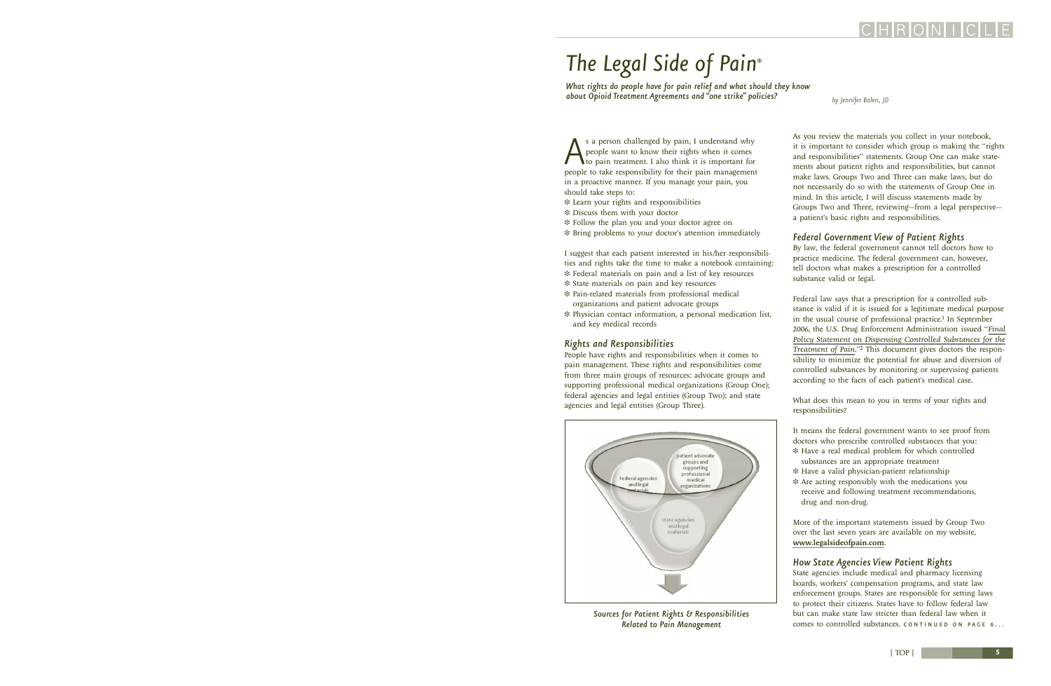# The Legal Side of Pain®

*What rights do people have for pain relief and what should they know about Opioid Treatment Agreements and "one strike" policies?*

*by Jennifer Bolen, JD*

As a person challenged by pain, I understand why people want to know their rights when it comes to pain treatment. I also think it is important for people to take responsibility for their pain management in a proactive manner. If you manage your pain, you should take steps to:

- Learn your rights and responsibilities
- Discuss them with your doctor
- Follow the plan you and your doctor agree on
- Bring problems to your doctor's attention immediately

I suggest that each patient interested in his/her responsibilities and rights take the time to make a notebook containing:

- Federal materials on pain and a list of key resources
- State materials on pain and key resources
- Pain-related materials from professional medical organizations and patient advocate groups
- Physician contact information, a personal medication list, and key medical records

## Rights and Responsibilities

People have rights and responsibilities when it comes to pain management. These rights and responsibilities come from three main groups of resources: advocate groups and supporting professional medical organizations (Group One); federal agencies and legal entities (Group Two); and state agencies and legal entities (Group Three).

*Sources for Patient Rights & Responsibilities Related to Pain Management*

As you review the materials you collect in your notebook, it is important to consider which group is making the "rights and responsibilities" statements. Group One can make statements about patient rights and responsibilities, but cannot make laws. Groups Two and Three can make laws, but do not necessarily do so with the statements of Group One in mind. In this article, I will discuss statements made by Groups Two and Three, reviewing—from a legal perspective—a patient's basic rights and responsibilities.

## Federal Government View of Patient Rights

By law, the federal government cannot tell doctors how to practice medicine. The federal government can, however, tell doctors what makes a prescription for a controlled substance valid or legal.

Federal law says that a prescription for a controlled substance is valid if it is issued for a legitimate medical purpose in the usual course of professional practice.[1] In September 2006, the U.S. Drug Enforcement Administration issued "*Final Policy Statement on Dispensing Controlled Substances for the Treatment of Pain*."[2] This document gives doctors the responsibility to minimize the potential for abuse and diversion of controlled substances by monitoring or supervising patients according to the facts of each patient's medical case.

What does this mean to you in terms of your rights and responsibilities?

It means the federal government wants to see proof from doctors who prescribe controlled substances that you:

- Have a real medical problem for which controlled substances are an appropriate treatment
- Have a valid physician-patient relationship
- Are acting responsibly with the medications you receive and following treatment recommendations, drug and non-drug.

More of the important statements issued by Group Two over the last seven years are available on my website, **www.legalsideofpain.com**.

## How State Agencies View Patient Rights

State agencies include medical and pharmacy licensing boards, workers' compensation programs, and state law enforcement groups. States are responsible for setting laws to protect their citizens. States have to follow federal law but can make state law stricter than federal law when it comes to controlled substances. CONTINUED ON PAGE 6...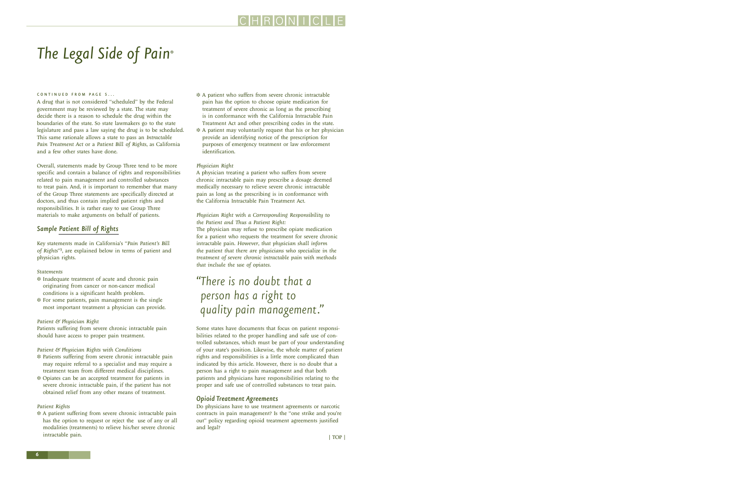# *The Legal Side of Pain*®

CONTINUED FROM PAGE 5...

A drug that is not considered "scheduled" by the Federal government may be reviewed by a state. The state may decide there is a reason to schedule the drug within the boundaries of the state. So state lawmakers go to the state legislature and pass a law saying the drug is to be scheduled. This same rationale allows a state to pass an *Intractable Pain Treatment Act* or a *Patient Bill of Rights*, as California and a few other states have done.

Overall, statements made by Group Three tend to be more specific and contain a balance of rights and responsibilities related to pain management and controlled substances to treat pain. And, it is important to remember that many of the Group Three statements are specifically directed at doctors, and thus contain implied patient rights and responsibilities. It is rather easy to use Group Three materials to make arguments on behalf of patients.

## Sample *Patient Bill of Rights*

Key statements made in California's "*Pain Patient's Bill of Rights*"[3], are explained below in terms of patient and physician rights.

*Statements*

- Inadequate treatment of acute and chronic pain originating from cancer or non-cancer medical conditions is a significant health problem.
- For some patients, pain management is the single most important treatment a physician can provide.

*Patient & Physician Right*

Patients suffering from severe chronic intractable pain should have access to proper pain treatment.

*Patient & Physician Rights with Conditions*

- Patients suffering from severe chronic intractable pain may require referral to a specialist and may require a treatment team from different medical disciplines.
- Opiates can be an accepted treatment for patients in severe chronic intractable pain, if the patient has not obtained relief from any other means of treatment.

*Patient Rights*

- A patient suffering from severe chronic intractable pain has the option to request or reject the use of any or all modalities (treatments) to relieve his/her severe chronic intractable pain.
- A patient who suffers from severe chronic intractable pain has the option to choose opiate medication for treatment of severe chronic as long as the prescribing is in conformance with the California Intractable Pain Treatment Act and other prescribing codes in the state.
- A patient may voluntarily request that his or her physician provide an identifying notice of the prescription for purposes of emergency treatment or law enforcement identification.

*Physician Right*

A physician treating a patient who suffers from severe chronic intractable pain may prescribe a dosage deemed medically necessary to relieve severe chronic intractable pain as long as the prescribing is in conformance with the California Intractable Pain Treatment Act.

*Physician Right with a Corresponding Responsibility to the Patient and Thus a Patient Right:*

The physician may refuse to prescribe opiate medication for a patient who requests the treatment for severe chronic intractable pain. *However, that physician shall inform the patient that there are physicians who specialize in the treatment of severe chronic intractable pain with methods that include the use of opiates.*

> "There is no doubt that a person has a right to quality pain management."

Some states have documents that focus on patient responsibilities related to the proper handling and safe use of controlled substances, which must be part of your understanding of your state's position. Likewise, the whole matter of patient rights and responsibilities is a little more complicated than indicated by this article. However, there is no doubt that a person has a right to pain management and that both patients and physicians have responsibilities relating to the proper and safe use of controlled substances to treat pain.

## Opioid Treatment Agreements

Do physicians have to use treatment agreements or narcotic contracts in pain management? Is the "one strike and you're out" policy regarding opioid treatment agreements justified and legal?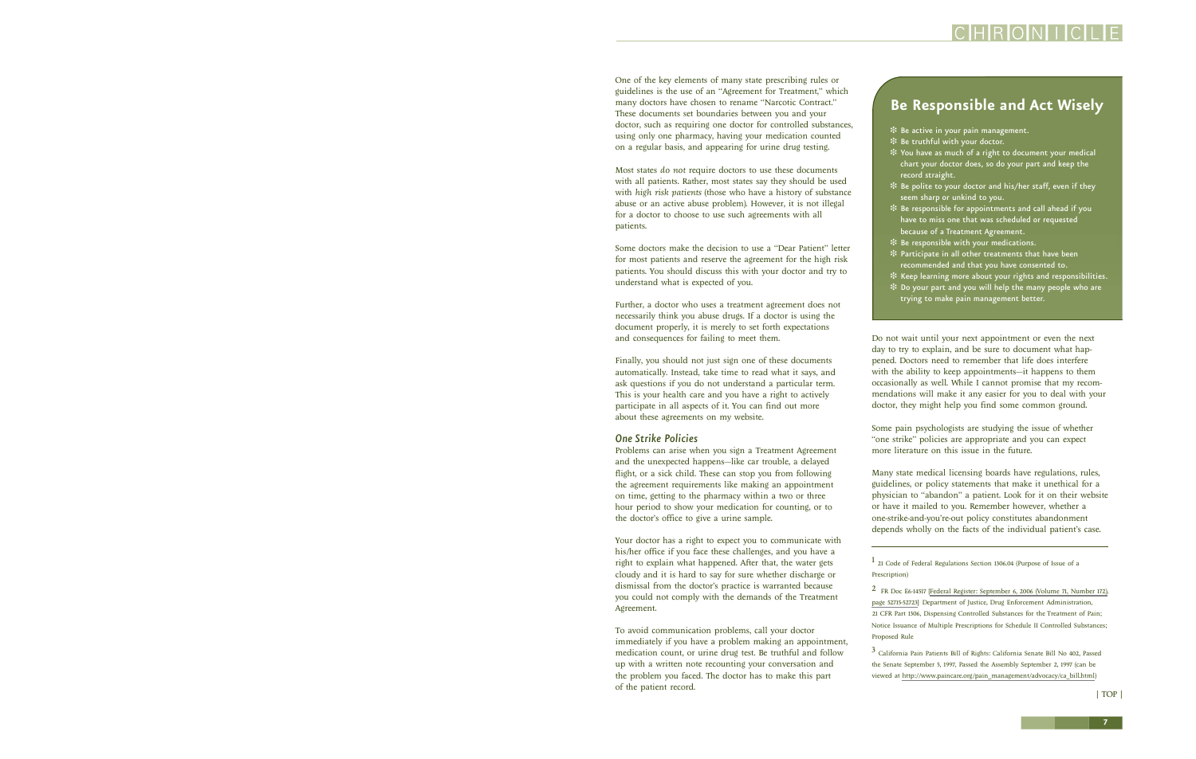One of the key elements of many state prescribing rules or guidelines is the use of an "Agreement for Treatment," which many doctors have chosen to rename "Narcotic Contract." These documents set boundaries between you and your doctor, such as requiring one doctor for controlled substances, using only one pharmacy, having your medication counted on a regular basis, and appearing for urine drug testing.

Most states *do not* require doctors to use these documents with all patients. Rather, most states say they should be used with *high risk patients* (those who have a history of substance abuse or an active abuse problem). However, it is not illegal for a doctor to choose to use such agreements with all patients.

Some doctors make the decision to use a "Dear Patient" letter for most patients and reserve the agreement for the high risk patients. You should discuss this with your doctor and try to understand what is expected of you.

Further, a doctor who uses a treatment agreement does not necessarily think you abuse drugs. If a doctor is using the document properly, it is merely to set forth expectations and consequences for failing to meet them.

Finally, you should not just sign one of these documents automatically. Instead, take time to read what it says, and ask questions if you do not understand a particular term. This is your health care and you have a right to actively participate in all aspects of it. You can find out more about these agreements on my website.

### *One Strike Policies*

Problems can arise when you sign a Treatment Agreement and the unexpected happens—like car trouble, a delayed flight, or a sick child. These can stop you from following the agreement requirements like making an appointment on time, getting to the pharmacy within a two or three hour period to show your medication for counting, or to the doctor's office to give a urine sample.

Your doctor has a right to expect you to communicate with his/her office if you face these challenges, and you have a right to explain what happened. After that, the water gets cloudy and it is hard to say for sure whether discharge or dismissal from the doctor's practice is warranted because you could not comply with the demands of the Treatment Agreement.

To avoid communication problems, call your doctor immediately if you have a problem making an appointment, medication count, or urine drug test. Be truthful and follow up with a written note recounting your conversation and the problem you faced. The doctor has to make this part of the patient record.

## Be Responsible and Act Wisely

- Be active in your pain management.
- Be truthful with your doctor.
- You have as much of a right to document your medical chart your doctor does, so do your part and keep the record straight.
- Be polite to your doctor and his/her staff, even if they seem sharp or unkind to you.
- Be responsible for appointments and call ahead if you have to miss one that was scheduled or requested because of a Treatment Agreement.
- Be responsible with your medications.
- Participate in all other treatments that have been recommended and that you have consented to.
- Keep learning more about your rights and responsibilities.
- Do your part and you will help the many people who are trying to make pain management better.

Do not wait until your next appointment or even the next day to try to explain, and be sure to document what happened. Doctors need to remember that life does interfere with the ability to keep appointments—it happens to them occasionally as well. While I cannot promise that my recommendations will make it any easier for you to deal with your doctor, they might help you find some common ground.

Some pain psychologists are studying the issue of whether "one strike" policies are appropriate and you can expect more literature on this issue in the future.

Many state medical licensing boards have regulations, rules, guidelines, or policy statements that make it unethical for a physician to "abandon" a patient. Look for it on their website or have it mailed to you. Remember however, whether a one-strike-and-you're-out policy constitutes abandonment depends wholly on the facts of the individual patient's case.

---

[1] 21 Code of Federal Regulations Section 1306.04 (Purpose of Issue of a Prescription)

[2] FR Doc E6-14517 [Federal Register: September 6, 2006 (Volume 71, Number 172), page 52715-52723] Department of Justice, Drug Enforcement Administration, 21 CFR Part 1306, Dispensing Controlled Substances for the Treatment of Pain; Notice Issuance of Multiple Prescriptions for Schedule II Controlled Substances; Proposed Rule

[3] California Pain Patients Bill of Rights: California Senate Bill No 402, Passed the Senate September 5, 1997, Passed the Assembly September 2, 1997 (can be viewed at http://www.paincare.org/pain_management/advocacy/ca_bill.html)

| TOP |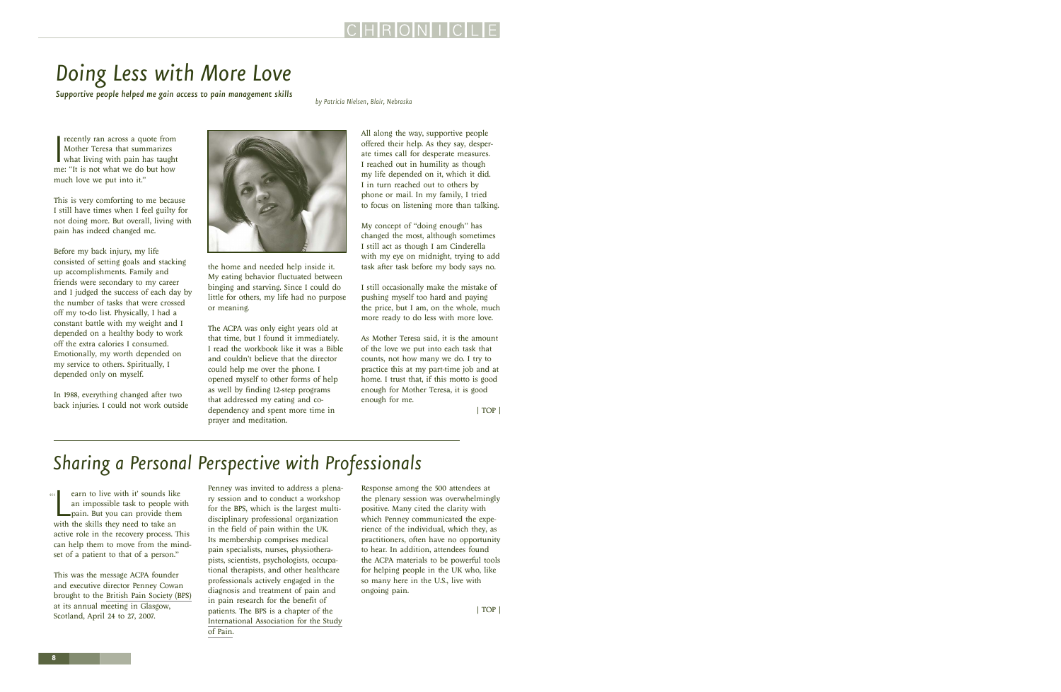# Doing Less with More Love

***Supportive people helped me gain access to pain management skills***

*by Patricia Nielsen, Blair, Nebraska*

I recently ran across a quote from Mother Teresa that summarizes what living with pain has taught me: "It is not what we do but how much love we put into it."

This is very comforting to me because I still have times when I feel guilty for not doing more. But overall, living with pain has indeed changed me.

Before my back injury, my life consisted of setting goals and stacking up accomplishments. Family and friends were secondary to my career and I judged the success of each day by the number of tasks that were crossed off my to-do list. Physically, I had a constant battle with my weight and I depended on a healthy body to work off the extra calories I consumed. Emotionally, my worth depended on my service to others. Spiritually, I depended only on myself.

In 1988, everything changed after two back injuries. I could not work outside the home and needed help inside it. My eating behavior fluctuated between binging and starving. Since I could do little for others, my life had no purpose or meaning.

The ACPA was only eight years old at that time, but I found it immediately. I read the workbook like it was a Bible and couldn't believe that the director could help me over the phone. I opened myself to other forms of help as well by finding 12-step programs that addressed my eating and co-dependency and spent more time in prayer and meditation.

All along the way, supportive people offered their help. As they say, desperate times call for desperate measures. I reached out in humility as though my life depended on it, which it did. I in turn reached out to others by phone or mail. In my family, I tried to focus on listening more than talking.

My concept of "doing enough" has changed the most, although sometimes I still act as though I am Cinderella with my eye on midnight, trying to add task after task before my body says no.

I still occasionally make the mistake of pushing myself too hard and paying the price, but I am, on the whole, much more ready to do less with more love.

As Mother Teresa said, it is the amount of the love we put into each task that counts, not how many we do. I try to practice this at my part-time job and at home. I trust that, if this motto is good enough for Mother Teresa, it is good enough for me.

| TOP |

# Sharing a Personal Perspective with Professionals

"'Learn to live with it' sounds like an impossible task to people with pain. But you can provide them with the skills they need to take an active role in the recovery process. This can help them to move from the mindset of a patient to that of a person."

This was the message ACPA founder and executive director Penney Cowan brought to the British Pain Society (BPS) at its annual meeting in Glasgow, Scotland, April 24 to 27, 2007.

Penney was invited to address a plenary session and to conduct a workshop for the BPS, which is the largest multidisciplinary professional organization in the field of pain within the UK. Its membership comprises medical pain specialists, nurses, physiotherapists, scientists, psychologists, occupational therapists, and other healthcare professionals actively engaged in the diagnosis and treatment of pain and in pain research for the benefit of patients. The BPS is a chapter of the International Association for the Study of Pain.

Response among the 500 attendees at the plenary session was overwhelmingly positive. Many cited the clarity with which Penney communicated the experience of the individual, which they, as practitioners, often have no opportunity to hear. In addition, attendees found the ACPA materials to be powerful tools for helping people in the UK who, like so many here in the U.S., live with ongoing pain.

| TOP |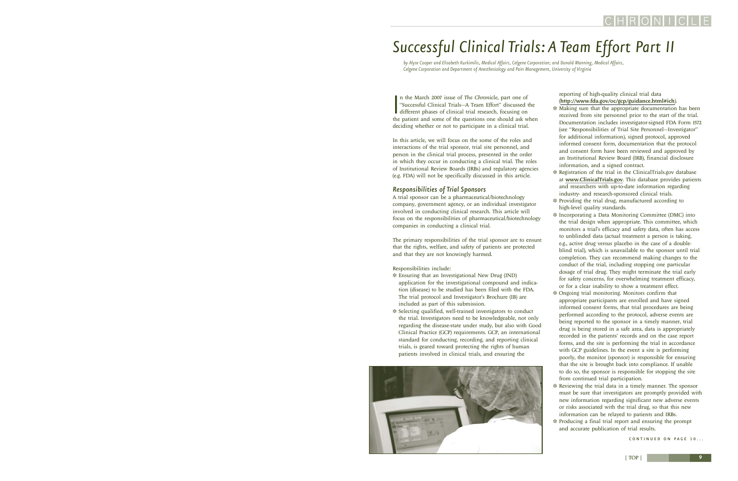# Successful Clinical Trials: A Team Effort Part II

*by Alyse Cooper and Elisabeth Kurkimilis, Medical Affairs, Celgene Corporation; and Donald Manning, Medical Affairs, Celgene Corporation and Department of Anesthesiology and Pain Management, University of Virginia*

In the March 2007 issue of *The Chronicle*, part one of "Successful Clinical Trials—A Team Effort" discussed the different phases of clinical trial research, focusing on the patient and some of the questions one should ask when deciding whether or not to participate in a clinical trial.

In this article, we will focus on the some of the roles and interactions of the trial sponsor, trial site personnel, and person in the clinical trial process, presented in the order in which they occur in conducting a clinical trial. The roles of Institutional Review Boards (IRBs) and regulatory agencies (e.g. FDA) will not be specifically discussed in this article.

## Responsibilities of Trial Sponsors

A trial sponsor can be a pharmaceutical/biotechnology company, government agency, or an individual investigator involved in conducting clinical research. This article will focus on the responsibilities of pharmaceutical/biotechnology companies in conducting a clinical trial.

The primary responsibilities of the trial sponsor are to ensure that the rights, welfare, and safety of patients are protected and that they are not knowingly harmed.

Responsibilities include:

- Ensuring that an Investigational New Drug (IND) application for the investigational compound and indication (disease) to be studied has been filed with the FDA. The trial protocol and Investigator's Brochure (IB) are included as part of this submission.
- Selecting qualified, well-trained investigators to conduct the trial. Investigators need to be knowledgeable, not only regarding the disease-state under study, but also with Good Clinical Practice (GCP) requirements. GCP, an international standard for conducting, recording, and reporting clinical trials, is geared toward protecting the rights of human patients involved in clinical trials, and ensuring the reporting of high-quality clinical trial data (**http://www.fda.gov/oc/gcp/guidance.html#ich**).
- Making sure that the appropriate documentation has been received from site personnel prior to the start of the trial. Documentation includes investigator-signed FDA Form 1572 (see "Responsibilities of Trial Site Personnel—Investigator" for additional information), signed protocol, approved informed consent form, documentation that the protocol and consent form have been reviewed and approved by an Institutional Review Board (IRB), financial disclosure information, and a signed contract.
- Registration of the trial in the ClinicalTrials.gov database at **www.ClinicalTrials.gov**. This database provides patients and researchers with up-to-date information regarding industry- and research-sponsored clinical trials.
- Providing the trial drug, manufactured according to high-level quality standards.
- Incorporating a Data Monitoring Committee (DMC) into the trial design when appropriate. This committee, which monitors a trial's efficacy and safety data, often has access to unblinded data (actual treatment a person is taking, e.g., active drug versus placebo in the case of a double-blind trial), which is unavailable to the sponsor until trial completion. They can recommend making changes to the conduct of the trial, including stopping one particular dosage of trial drug. They might terminate the trial early for safety concerns, for overwhelming treatment efficacy, or for a clear inability to show a treatment effect.
- Ongoing trial monitoring. Monitors confirm that appropriate participants are enrolled and have signed informed consent forms, that trial procedures are being performed according to the protocol, adverse events are being reported to the sponsor in a timely manner, trial drug is being stored in a safe area, data is appropriately recorded in the patients' records and on the case report forms, and the site is performing the trial in accordance with GCP guidelines. In the event a site is performing poorly, the monitor (sponsor) is responsible for ensuring that the site is brought back into compliance. If unable to do so, the sponsor is responsible for stopping the site from continued trial participation.
- Reviewing the trial data in a timely manner. The sponsor must be sure that investigators are promptly provided with new information regarding significant new adverse events or risks associated with the trial drug, so that this new information can be relayed to patients and IRBs.
- Producing a final trial report and ensuring the prompt and accurate publication of trial results.

CONTINUED ON PAGE 10...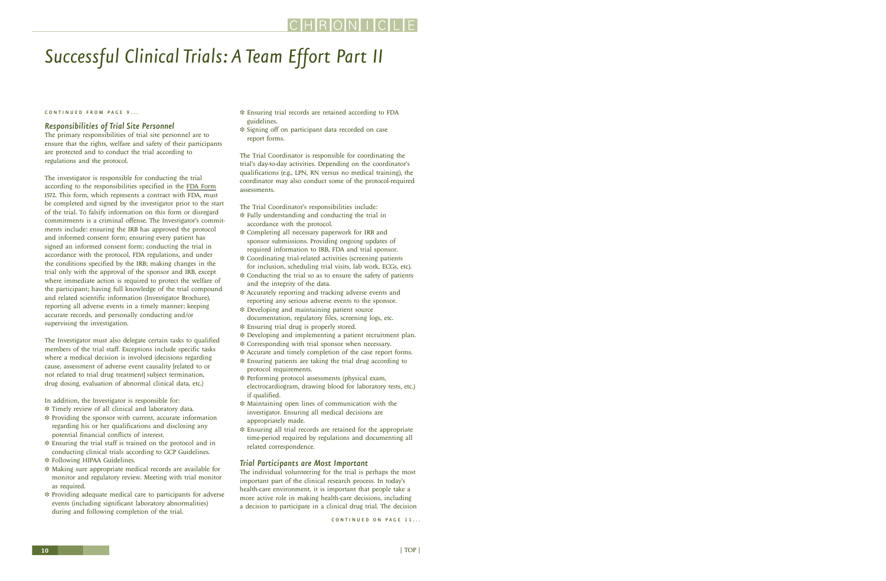# *Successful Clinical Trials: A Team Effort Part II*

CONTINUED FROM PAGE 9...

### *Responsibilities of Trial Site Personnel*

The primary responsibilities of trial site personnel are to ensure that the rights, welfare and safety of their participants are protected and to conduct the trial according to regulations and the protocol.

The investigator is responsible for conducting the trial according to the responsibilities specified in the FDA Form 1572. This form, which represents a contract with FDA, must be completed and signed by the investigator prior to the start of the trial. To falsify information on this form or disregard commitments is a criminal offense. The Investigator's commitments include: ensuring the IRB has approved the protocol and informed consent form; ensuring every patient has signed an informed consent form; conducting the trial in accordance with the protocol, FDA regulations, and under the conditions specified by the IRB; making changes in the trial only with the approval of the sponsor and IRB, except where immediate action is required to protect the welfare of the participant; having full knowledge of the trial compound and related scientific information (Investigator Brochure), reporting all adverse events in a timely manner; keeping accurate records, and personally conducting and/or supervising the investigation.

The Investigator must also delegate certain tasks to qualified members of the trial staff. Exceptions include specific tasks where a medical decision is involved (decisions regarding cause, assessment of adverse event causality [related to or not related to trial drug treatment] subject termination, drug dosing, evaluation of abnormal clinical data, etc.)

In addition, the Investigator is responsible for:

- Timely review of all clinical and laboratory data.
- Providing the sponsor with current, accurate information regarding his or her qualifications and disclosing any potential financial conflicts of interest.
- Ensuring the trial staff is trained on the protocol and in conducting clinical trials according to GCP Guidelines.
- Following HIPAA Guidelines.
- Making sure appropriate medical records are available for monitor and regulatory review. Meeting with trial monitor as required.
- Providing adequate medical care to participants for adverse events (including significant laboratory abnormalities) during and following completion of the trial.
- Ensuring trial records are retained according to FDA guidelines.
- Signing off on participant data recorded on case report forms.

The Trial Coordinator is responsible for coordinating the trial's day-to-day activities. Depending on the coordinator's qualifications (e.g., LPN, RN versus no medical training), the coordinator may also conduct some of the protocol-required assessments.

The Trial Coordinator's responsibilities include:

- Fully understanding and conducting the trial in accordance with the protocol.
- Completing all necessary paperwork for IRB and sponsor submissions. Providing ongoing updates of required information to IRB, FDA and trial sponsor.
- Coordinating trial-related activities (screening patients for inclusion, scheduling trial visits, lab work, ECGs, etc).
- Conducting the trial so as to ensure the safety of patients and the integrity of the data.
- Accurately reporting and tracking adverse events and reporting any serious adverse events to the sponsor.
- Developing and maintaining patient source documentation, regulatory files, screening logs, etc.
- Ensuring trial drug is properly stored.
- Developing and implementing a patient recruitment plan.
- Corresponding with trial sponsor when necessary.
- Accurate and timely completion of the case report forms.
- Ensuring patients are taking the trial drug according to protocol requirements.
- Performing protocol assessments (physical exam, electrocardiogram, drawing blood for laboratory tests, etc.) if qualified.
- Maintaining open lines of communication with the investigator. Ensuring all medical decisions are appropriately made.
- Ensuring all trial records are retained for the appropriate time-period required by regulations and documenting all related correspondence.

### *Trial Participants are Most Important*

The individual volunteering for the trial is perhaps the most important part of the clinical research process. In today's health-care environment, it is important that people take a more active role in making health-care decisions, including a decision to participate in a clinical drug trial. The decision

CONTINUED ON PAGE 11...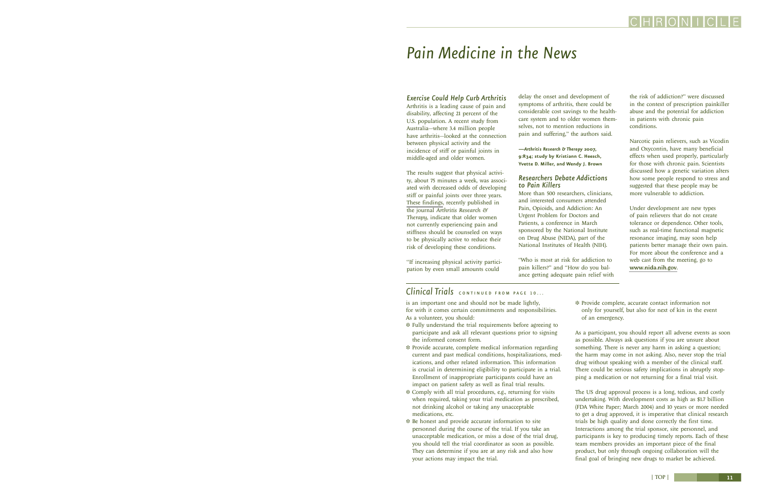# Pain Medicine in the News

### Exercise Could Help Curb Arthritis

Arthritis is a leading cause of pain and disability, affecting 21 percent of the U.S. population. A recent study from Australia—where 3.4 million people have arthritis—looked at the connection between physical activity and the incidence of stiff or painful joints in middle-aged and older women.

The results suggest that physical activity, about 75 minutes a week, was associated with decreased odds of developing stiff or painful joints over three years. These findings, recently published in the journal *Arthritis Research & Therapy*, indicate that older women not currently experiencing pain and stiffness should be counseled on ways to be physically active to reduce their risk of developing these conditions.

"If increasing physical activity participation by even small amounts could delay the onset and development of symptoms of arthritis, there could be considerable cost savings to the health-care system and to older women themselves, not to mention reductions in pain and suffering," the authors said.

***—Arthritis Research & Therapy* 2007, 9:R34; study by Kristiann C. Heesch, Yvette D. Miller, and Wendy J. Brown**

### Researchers Debate Addictions to Pain Killers

More than 500 researchers, clinicians, and interested consumers attended Pain, Opioids, and Addiction: An Urgent Problem for Doctors and Patients, a conference in March sponsored by the National Institute on Drug Abuse (NIDA), part of the National Institutes of Health (NIH).

"Who is most at risk for addiction to pain killers?" and "How do you balance getting adequate pain relief with the risk of addiction?" were discussed in the context of prescription painkiller abuse and the potential for addiction in patients with chronic pain conditions.

Narcotic pain relievers, such as Vicodin and Oxycontin, have many beneficial effects when used properly, particularly for those with chronic pain. Scientists discussed how a genetic variation alters how some people respond to stress and suggested that these people may be more vulnerable to addiction.

Under development are new types of pain relievers that do not create tolerance or dependence. Other tools, such as real-time functional magnetic resonance imaging, may soon help patients better manage their own pain. For more about the conference and a web cast from the meeting, go to **www.nida.nih.gov**.

## Clinical Trials CONTINUED FROM PAGE 10...

is an important one and should not be made lightly, for with it comes certain commitments and responsibilities. As a volunteer, you should:

- Fully understand the trial requirements before agreeing to participate and ask all relevant questions prior to signing the informed consent form.
- Provide accurate, complete medical information regarding current and past medical conditions, hospitalizations, medications, and other related information. This information is crucial in determining eligibility to participate in a trial. Enrollment of inappropriate participants could have an impact on patient safety as well as final trial results.
- Comply with all trial procedures, e.g., returning for visits when required, taking your trial medication as prescribed, not drinking alcohol or taking any unacceptable medications, etc.
- Be honest and provide accurate information to site personnel during the course of the trial. If you take an unacceptable medication, or miss a dose of the trial drug, you should tell the trial coordinator as soon as possible. They can determine if you are at any risk and also how your actions may impact the trial.
- Provide complete, accurate contact information not only for yourself, but also for next of kin in the event of an emergency.

As a participant, you should report all adverse events as soon as possible. Always ask questions if you are unsure about something. There is never any harm in asking a question; the harm may come in not asking. Also, never stop the trial drug without speaking with a member of the clinical staff. There could be serious safety implications in abruptly stopping a medication or not returning for a final trial visit.

The US drug approval process is a long, tedious, and costly undertaking. With development costs as high as $1.7 billion (FDA White Paper; March 2004) and 10 years or more needed to get a drug approved, it is imperative that clinical research trials be high quality and done correctly the first time. Interactions among the trial sponsor, site personnel, and participants is key to producing timely reports. Each of these team members provides an important piece of the final product, but only through ongoing collaboration will the final goal of bringing new drugs to market be achieved.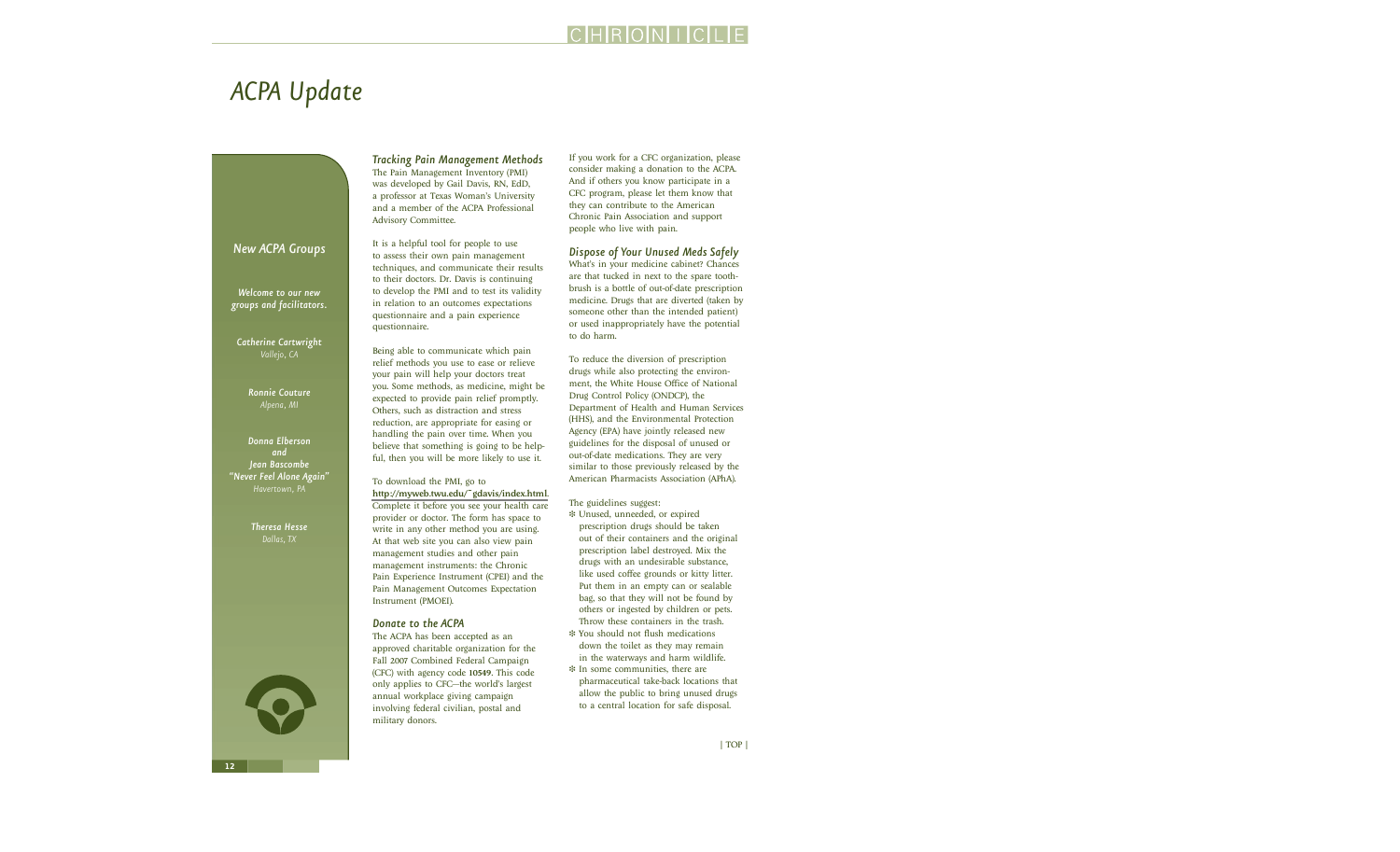# ACPA Update

## New ACPA Groups

*Welcome to our new groups and facilitators.*

***Catherine Cartwright***
*Vallejo, CA*

***Ronnie Couture***
*Alpena, MI*

***Donna Elberson***
***and***
***Jean Bascombe***
***"Never Feel Alone Again"***
*Havertown, PA*

***Theresa Hesse***
*Dallas, TX*

### *Tracking Pain Management Methods*

The Pain Management Inventory (PMI) was developed by Gail Davis, RN, EdD, a professor at Texas Woman's University and a member of the ACPA Professional Advisory Committee.

It is a helpful tool for people to use to assess their own pain management techniques, and communicate their results to their doctors. Dr. Davis is continuing to develop the PMI and to test its validity in relation to an outcomes expectations questionnaire and a pain experience questionnaire.

Being able to communicate which pain relief methods you use to ease or relieve your pain will help your doctors treat you. Some methods, as medicine, might be expected to provide pain relief promptly. Others, such as distraction and stress reduction, are appropriate for easing or handling the pain over time. When you believe that something is going to be helpful, then you will be more likely to use it.

To download the PMI, go to **http://myweb.twu.edu/~gdavis/index.html**. Complete it before you see your health care provider or doctor. The form has space to write in any other method you are using. At that web site you can also view pain management studies and other pain management instruments: the Chronic Pain Experience Instrument (CPEI) and the Pain Management Outcomes Expectation Instrument (PMOEI).

### *Donate to the ACPA*

The ACPA has been accepted as an approved charitable organization for the Fall 2007 Combined Federal Campaign (CFC) with agency code **10549**. This code only applies to CFC—the world's largest annual workplace giving campaign involving federal civilian, postal and military donors.

If you work for a CFC organization, please consider making a donation to the ACPA. And if others you know participate in a CFC program, please let them know that they can contribute to the American Chronic Pain Association and support people who live with pain.

### *Dispose of Your Unused Meds Safely*

What's in your medicine cabinet? Chances are that tucked in next to the spare toothbrush is a bottle of out-of-date prescription medicine. Drugs that are diverted (taken by someone other than the intended patient) or used inappropriately have the potential to do harm.

To reduce the diversion of prescription drugs while also protecting the environment, the White House Office of National Drug Control Policy (ONDCP), the Department of Health and Human Services (HHS), and the Environmental Protection Agency (EPA) have jointly released new guidelines for the disposal of unused or out-of-date medications. They are very similar to those previously released by the American Pharmacists Association (APhA).

The guidelines suggest:

- Unused, unneeded, or expired prescription drugs should be taken out of their containers and the original prescription label destroyed. Mix the drugs with an undesirable substance, like used coffee grounds or kitty litter. Put them in an empty can or sealable bag, so that they will not be found by others or ingested by children or pets. Throw these containers in the trash.
- You should not flush medications down the toilet as they may remain in the waterways and harm wildlife.
- In some communities, there are pharmaceutical take-back locations that allow the public to bring unused drugs to a central location for safe disposal.

| TOP |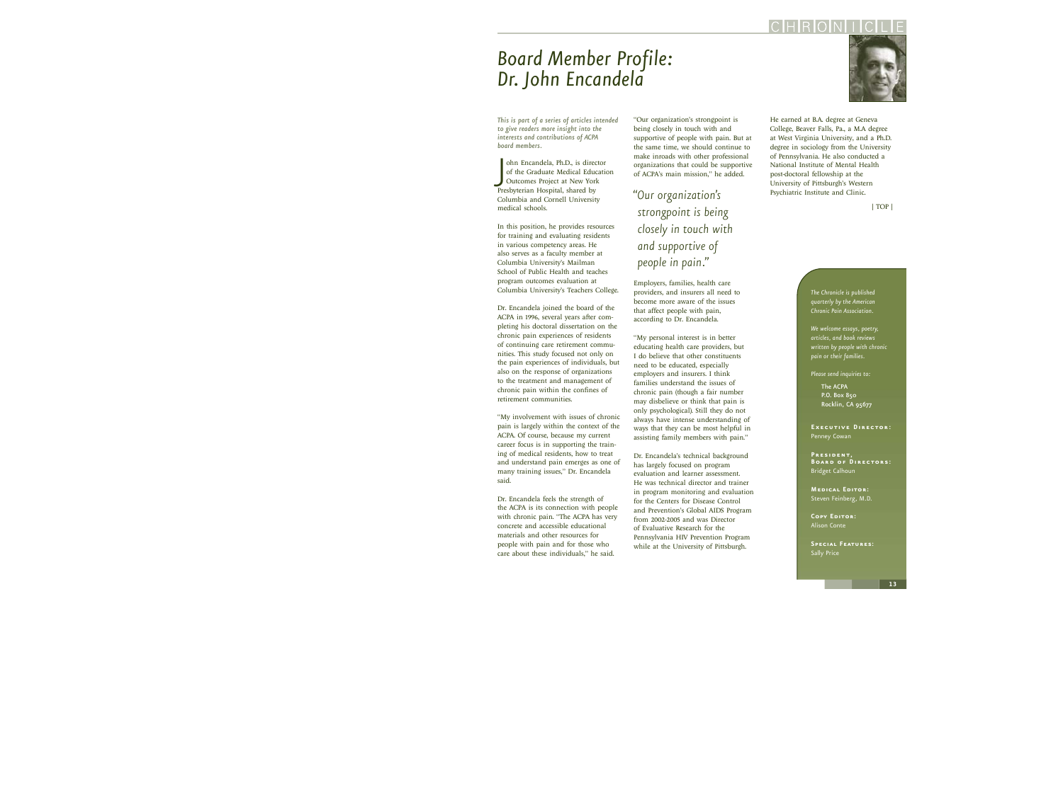# Board Member Profile: Dr. John Encandela

*This is part of a series of articles intended to give readers more insight into the interests and contributions of ACPA board members.*

John Encandela, Ph.D., is director of the Graduate Medical Education Outcomes Project at New York Presbyterian Hospital, shared by Columbia and Cornell University medical schools.

In this position, he provides resources for training and evaluating residents in various competency areas. He also serves as a faculty member at Columbia University's Mailman School of Public Health and teaches program outcomes evaluation at Columbia University's Teachers College.

Dr. Encandela joined the board of the ACPA in 1996, several years after completing his doctoral dissertation on the chronic pain experiences of residents of continuing care retirement communities. This study focused not only on the pain experiences of individuals, but also on the response of organizations to the treatment and management of chronic pain within the confines of retirement communities.

"My involvement with issues of chronic pain is largely within the context of the ACPA. Of course, because my current career focus is in supporting the training of medical residents, how to treat and understand pain emerges as one of many training issues," Dr. Encandela said.

Dr. Encandela feels the strength of the ACPA is its connection with people with chronic pain. "The ACPA has very concrete and accessible educational materials and other resources for people with pain and for those who care about these individuals," he said.

"Our organization's strongpoint is being closely in touch with and supportive of people with pain. But at the same time, we should continue to make inroads with other professional organizations that could be supportive of ACPA's main mission," he added.

> *"Our organization's strongpoint is being closely in touch with and supportive of people in pain."*

Employers, families, health care providers, and insurers all need to become more aware of the issues that affect people with pain, according to Dr. Encandela.

"My personal interest is in better educating health care providers, but I do believe that other constituents need to be educated, especially employers and insurers. I think families understand the issues of chronic pain (though a fair number may disbelieve or think that pain is only psychological). Still they do not always have intense understanding of ways that they can be most helpful in assisting family members with pain."

Dr. Encandela's technical background has largely focused on program evaluation and learner assessment. He was technical director and trainer in program monitoring and evaluation for the Centers for Disease Control and Prevention's Global AIDS Program from 2002-2005 and was Director of Evaluative Research for the Pennsylvania HIV Prevention Program while at the University of Pittsburgh.

He earned at B.A. degree at Geneva College, Beaver Falls, Pa., a M.A degree at West Virginia University, and a Ph.D. degree in sociology from the University of Pennsylvania. He also conducted a National Institute of Mental Health post-doctoral fellowship at the University of Pittsburgh's Western Psychiatric Institute and Clinic.

| TOP |

---

*The Chronicle is published quarterly by the American Chronic Pain Association.*

*We welcome essays, poetry, articles, and book reviews written by people with chronic pain or their families.*

*Please send inquiries to:*

The ACPA
P.O. Box 850
Rocklin, CA 95677

**Executive Director:**
Penney Cowan

**President, Board of Directors:**
Bridget Calhoun

**Medical Editor:**
Steven Feinberg, M.D.

**Copy Editor:**
Alison Conte

**Special Features:**
Sally Price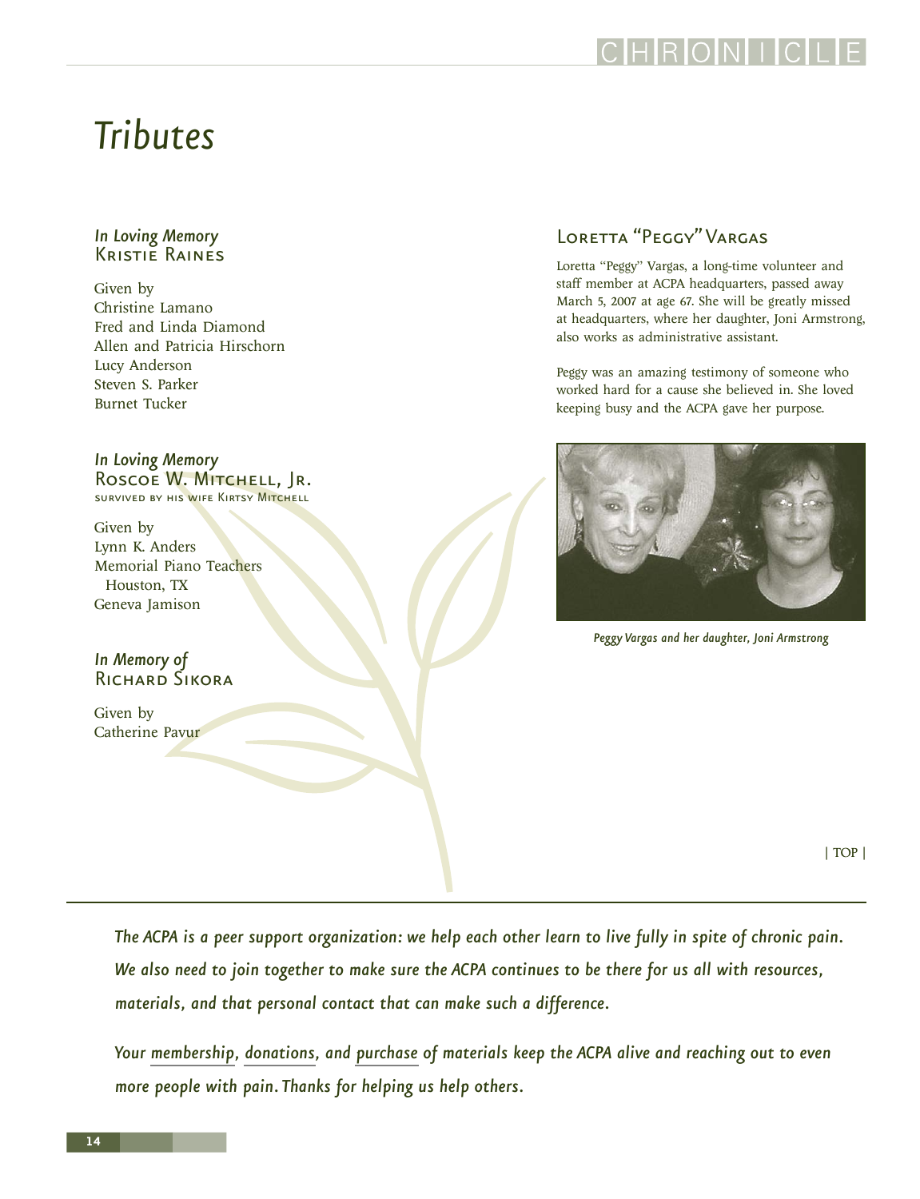# Tributes

*In Loving Memory*
### Kristie Raines

Given by
Christine Lamano
Fred and Linda Diamond
Allen and Patricia Hirschorn
Lucy Anderson
Steven S. Parker
Burnet Tucker

*In Loving Memory*
### Roscoe W. Mitchell, Jr.
survived by his wife Kirtsy Mitchell

Given by
Lynn K. Anders
Memorial Piano Teachers
Houston, TX
Geneva Jamison

*In Memory of*
### Richard Sikora

Given by
Catherine Pavur

### Loretta "Peggy" Vargas

Loretta "Peggy" Vargas, a long-time volunteer and staff member at ACPA headquarters, passed away March 5, 2007 at age 67. She will be greatly missed at headquarters, where her daughter, Joni Armstrong, also works as administrative assistant.

Peggy was an amazing testimony of someone who worked hard for a cause she believed in. She loved keeping busy and the ACPA gave her purpose.

*Peggy Vargas and her daughter, Joni Armstrong*

| TOP |

*The ACPA is a peer support organization: we help each other learn to live fully in spite of chronic pain. We also need to join together to make sure the ACPA continues to be there for us all with resources, materials, and that personal contact that can make such a difference.*

*Your membership, donations, and purchase of materials keep the ACPA alive and reaching out to even more people with pain. Thanks for helping us help others.*